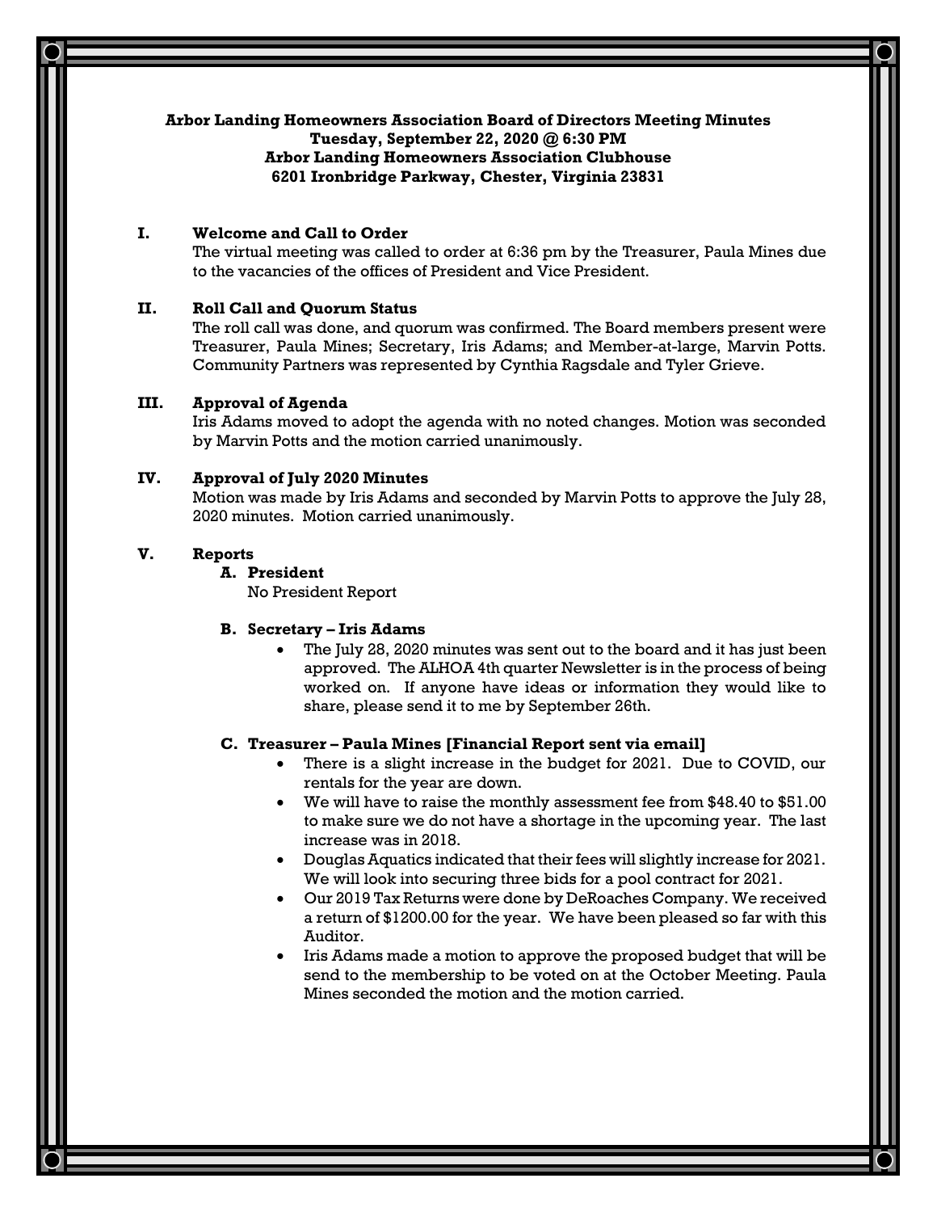**Arbor Landing Homeowners Association Board of Directors Meeting Minutes**
**Tuesday, September 22, 2020 @ 6:30 PM**
**Arbor Landing Homeowners Association Clubhouse**
**6201 Ironbridge Parkway, Chester, Virginia 23831**

## I. Welcome and Call to Order

The virtual meeting was called to order at 6:36 pm by the Treasurer, Paula Mines due to the vacancies of the offices of President and Vice President.

## II. Roll Call and Quorum Status

The roll call was done, and quorum was confirmed. The Board members present were Treasurer, Paula Mines; Secretary, Iris Adams; and Member-at-large, Marvin Potts. Community Partners was represented by Cynthia Ragsdale and Tyler Grieve.

## III. Approval of Agenda

Iris Adams moved to adopt the agenda with no noted changes. Motion was seconded by Marvin Potts and the motion carried unanimously.

## IV. Approval of July 2020 Minutes

Motion was made by Iris Adams and seconded by Marvin Potts to approve the July 28, 2020 minutes. Motion carried unanimously.

## V. Reports

### A. President

No President Report

### B. Secretary – Iris Adams

- The July 28, 2020 minutes was sent out to the board and it has just been approved. The ALHOA 4th quarter Newsletter is in the process of being worked on. If anyone have ideas or information they would like to share, please send it to me by September 26th.

### C. Treasurer – Paula Mines [Financial Report sent via email]

- There is a slight increase in the budget for 2021. Due to COVID, our rentals for the year are down.
- We will have to raise the monthly assessment fee from $48.40 to $51.00 to make sure we do not have a shortage in the upcoming year. The last increase was in 2018.
- Douglas Aquatics indicated that their fees will slightly increase for 2021. We will look into securing three bids for a pool contract for 2021.
- Our 2019 Tax Returns were done by DeRoaches Company. We received a return of $1200.00 for the year. We have been pleased so far with this Auditor.
- Iris Adams made a motion to approve the proposed budget that will be send to the membership to be voted on at the October Meeting. Paula Mines seconded the motion and the motion carried.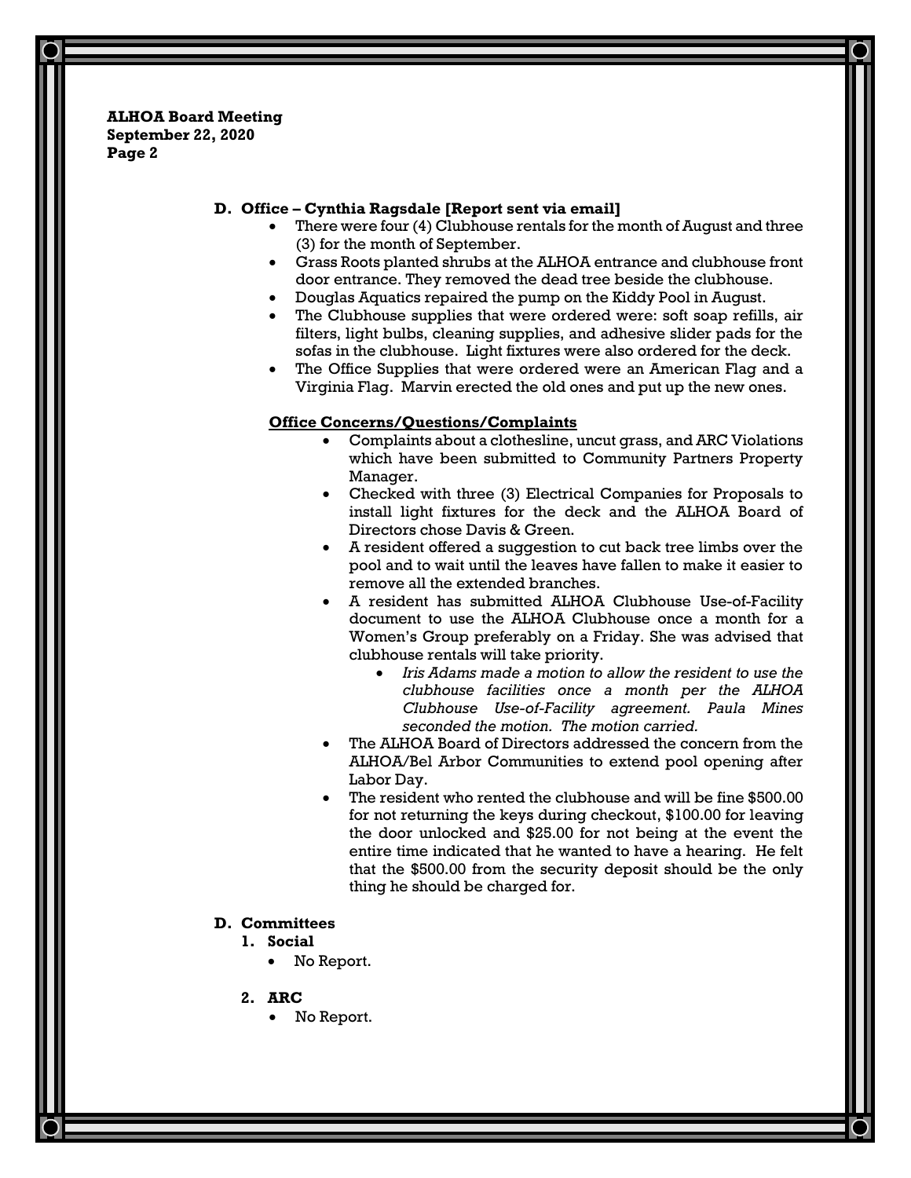**ALHOA Board Meeting**
**September 22, 2020**
**Page 2**

### D. Office – Cynthia Ragsdale [Report sent via email]

- There were four (4) Clubhouse rentals for the month of August and three (3) for the month of September.
- Grass Roots planted shrubs at the ALHOA entrance and clubhouse front door entrance. They removed the dead tree beside the clubhouse.
- Douglas Aquatics repaired the pump on the Kiddy Pool in August.
- The Clubhouse supplies that were ordered were: soft soap refills, air filters, light bulbs, cleaning supplies, and adhesive slider pads for the sofas in the clubhouse. Light fixtures were also ordered for the deck.
- The Office Supplies that were ordered were an American Flag and a Virginia Flag. Marvin erected the old ones and put up the new ones.

**<u>Office Concerns/Questions/Complaints</u>**

- Complaints about a clothesline, uncut grass, and ARC Violations which have been submitted to Community Partners Property Manager.
- Checked with three (3) Electrical Companies for Proposals to install light fixtures for the deck and the ALHOA Board of Directors chose Davis & Green.
- A resident offered a suggestion to cut back tree limbs over the pool and to wait until the leaves have fallen to make it easier to remove all the extended branches.
- A resident has submitted ALHOA Clubhouse Use-of-Facility document to use the ALHOA Clubhouse once a month for a Women's Group preferably on a Friday. She was advised that clubhouse rentals will take priority.
  - *Iris Adams made a motion to allow the resident to use the clubhouse facilities once a month per the ALHOA Clubhouse Use-of-Facility agreement. Paula Mines seconded the motion. The motion carried.*
- The ALHOA Board of Directors addressed the concern from the ALHOA/Bel Arbor Communities to extend pool opening after Labor Day.
- The resident who rented the clubhouse and will be fine $500.00 for not returning the keys during checkout, $100.00 for leaving the door unlocked and $25.00 for not being at the event the entire time indicated that he wanted to have a hearing. He felt that the $500.00 from the security deposit should be the only thing he should be charged for.

### D. Committees

**1. Social**

- No Report.

**2. ARC**

- No Report.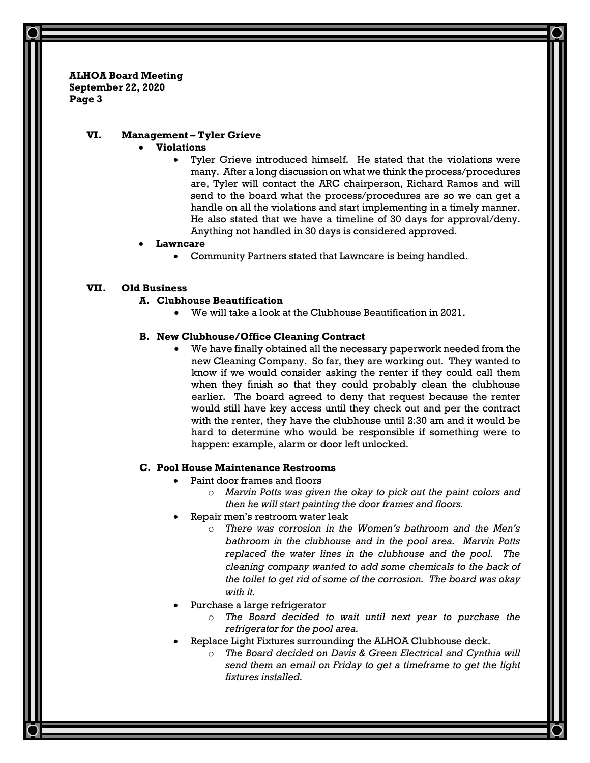**ALHOA Board Meeting**
**September 22, 2020**
**Page 3**

## VI. Management – Tyler Grieve

- **Violations**
  - Tyler Grieve introduced himself. He stated that the violations were many. After a long discussion on what we think the process/procedures are, Tyler will contact the ARC chairperson, Richard Ramos and will send to the board what the process/procedures are so we can get a handle on all the violations and start implementing in a timely manner. He also stated that we have a timeline of 30 days for approval/deny. Anything not handled in 30 days is considered approved.
- **Lawncare**
  - Community Partners stated that Lawncare is being handled.

## VII. Old Business

### A. Clubhouse Beautification

- We will take a look at the Clubhouse Beautification in 2021.

### B. New Clubhouse/Office Cleaning Contract

- We have finally obtained all the necessary paperwork needed from the new Cleaning Company. So far, they are working out. They wanted to know if we would consider asking the renter if they could call them when they finish so that they could probably clean the clubhouse earlier. The board agreed to deny that request because the renter would still have key access until they check out and per the contract with the renter, they have the clubhouse until 2:30 am and it would be hard to determine who would be responsible if something were to happen: example, alarm or door left unlocked.

### C. Pool House Maintenance Restrooms

- Paint door frames and floors
  - *Marvin Potts was given the okay to pick out the paint colors and then he will start painting the door frames and floors.*
- Repair men's restroom water leak
  - *There was corrosion in the Women's bathroom and the Men's bathroom in the clubhouse and in the pool area. Marvin Potts replaced the water lines in the clubhouse and the pool. The cleaning company wanted to add some chemicals to the back of the toilet to get rid of some of the corrosion. The board was okay with it.*
- Purchase a large refrigerator
  - *The Board decided to wait until next year to purchase the refrigerator for the pool area.*
- Replace Light Fixtures surrounding the ALHOA Clubhouse deck.
  - *The Board decided on Davis & Green Electrical and Cynthia will send them an email on Friday to get a timeframe to get the light fixtures installed.*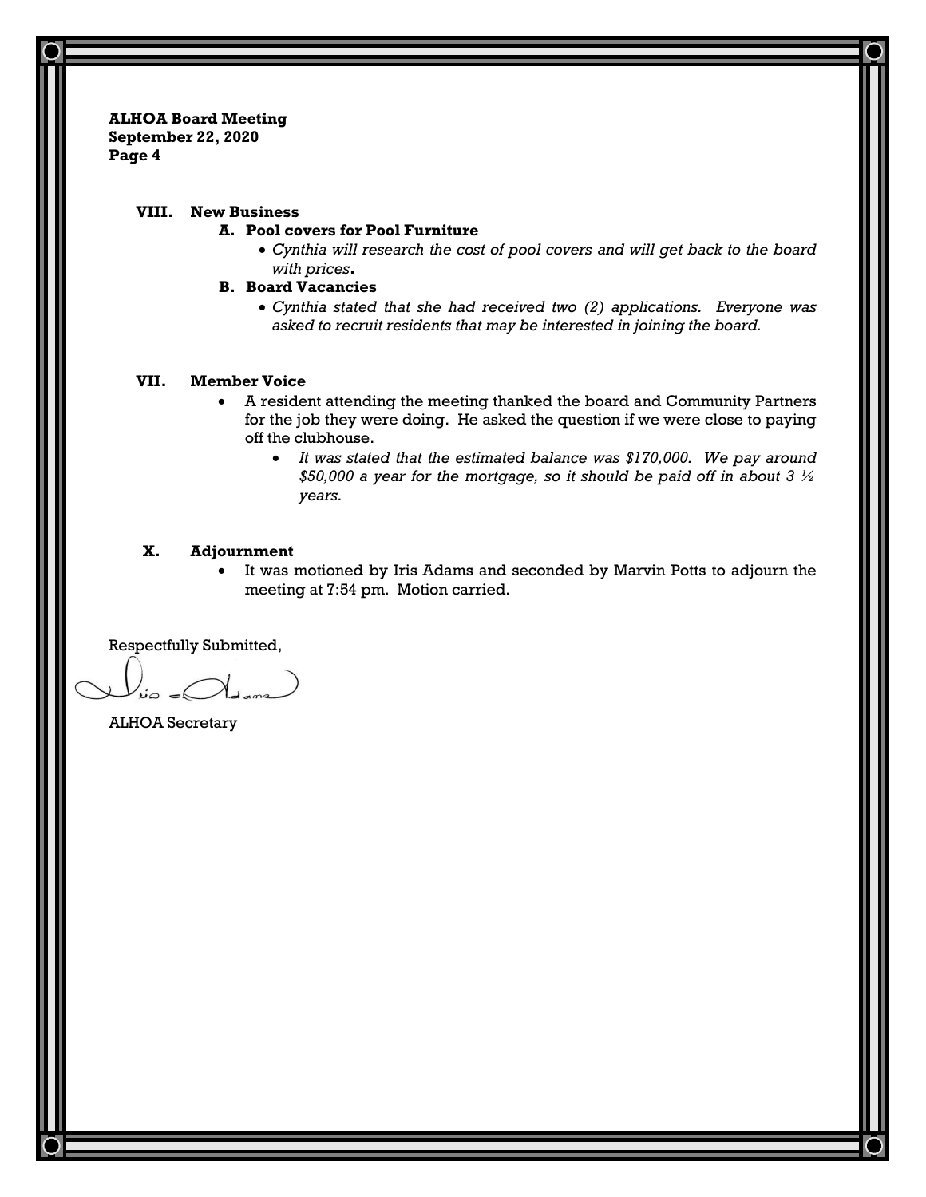**VIII. New Business**

**A. Pool covers for Pool Furniture**

- *Cynthia will research the cost of pool covers and will get back to the board with prices*.

**B. Board Vacancies**

- *Cynthia stated that she had received two (2) applications. Everyone was asked to recruit residents that may be interested in joining the board.*

**VII. Member Voice**

- A resident attending the meeting thanked the board and Community Partners for the job they were doing. He asked the question if we were close to paying off the clubhouse.
  - *It was stated that the estimated balance was $170,000. We pay around $50,000 a year for the mortgage, so it should be paid off in about 3 ½ years.*

**X. Adjournment**

- It was motioned by Iris Adams and seconded by Marvin Potts to adjourn the meeting at 7:54 pm. Motion carried.

Respectfully Submitted,

Iris Adams

ALHOA Secretary